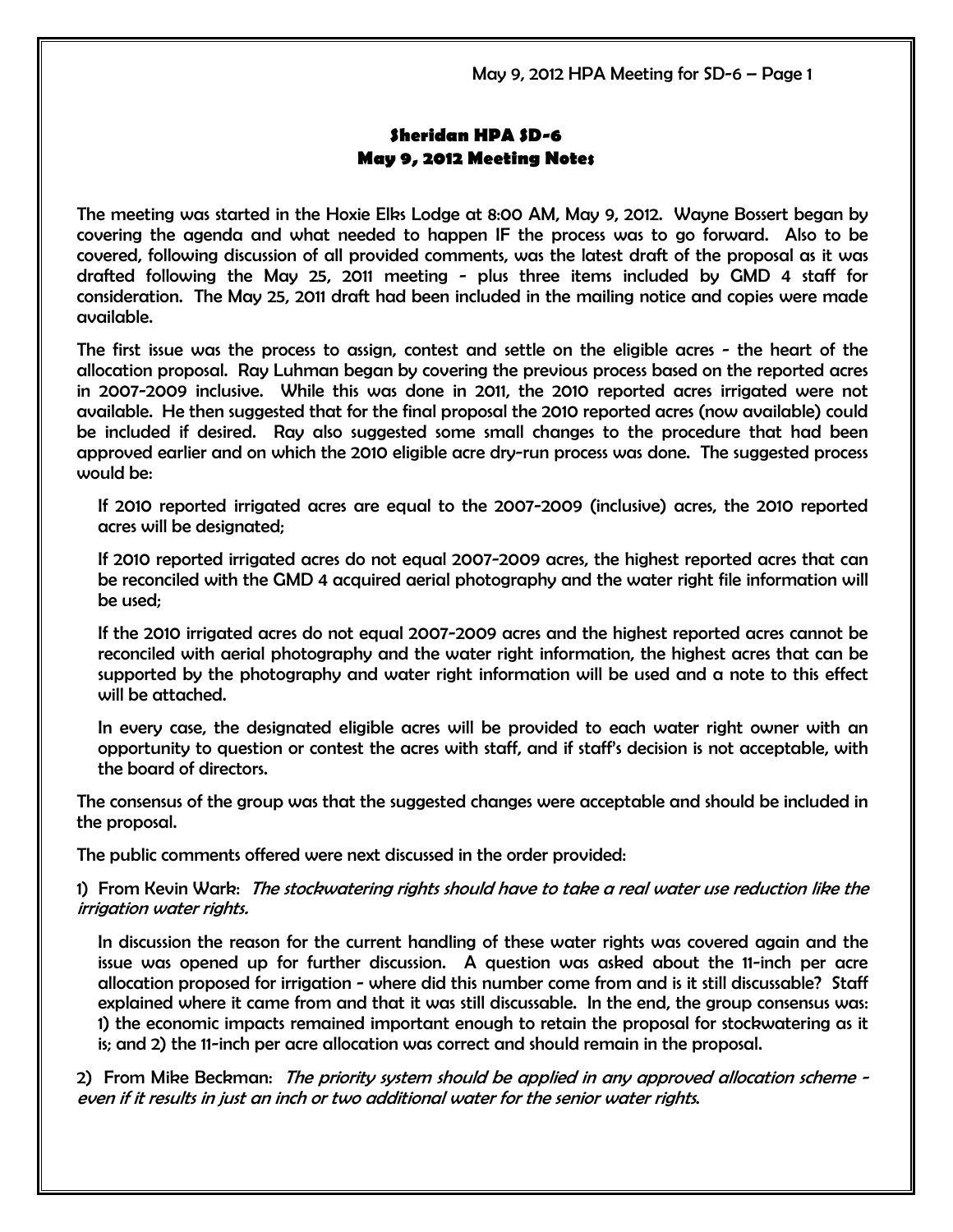# Sheridan HPA SD-6
# May 9, 2012 Meeting Notes

The meeting was started in the Hoxie Elks Lodge at 8:00 AM, May 9, 2012. Wayne Bossert began by covering the agenda and what needed to happen IF the process was to go forward. Also to be covered, following discussion of all provided comments, was the latest draft of the proposal as it was drafted following the May 25, 2011 meeting - plus three items included by GMD 4 staff for consideration. The May 25, 2011 draft had been included in the mailing notice and copies were made available.

The first issue was the process to assign, contest and settle on the eligible acres - the heart of the allocation proposal. Ray Luhman began by covering the previous process based on the reported acres in 2007-2009 inclusive. While this was done in 2011, the 2010 reported acres irrigated were not available. He then suggested that for the final proposal the 2010 reported acres (now available) could be included if desired. Ray also suggested some small changes to the procedure that had been approved earlier and on which the 2010 eligible acre dry-run process was done. The suggested process would be:

> If 2010 reported irrigated acres are equal to the 2007-2009 (inclusive) acres, the 2010 reported acres will be designated;
>
> If 2010 reported irrigated acres do not equal 2007-2009 acres, the highest reported acres that can be reconciled with the GMD 4 acquired aerial photography and the water right file information will be used;
>
> If the 2010 irrigated acres do not equal 2007-2009 acres and the highest reported acres cannot be reconciled with aerial photography and the water right information, the highest acres that can be supported by the photography and water right information will be used and a note to this effect will be attached.
>
> In every case, the designated eligible acres will be provided to each water right owner with an opportunity to question or contest the acres with staff, and if staff's decision is not acceptable, with the board of directors.

The consensus of the group was that the suggested changes were acceptable and should be included in the proposal.

The public comments offered were next discussed in the order provided:

1) From Kevin Wark: *The stockwatering rights should have to take a real water use reduction like the irrigation water rights.*

> In discussion the reason for the current handling of these water rights was covered again and the issue was opened up for further discussion. A question was asked about the 11-inch per acre allocation proposed for irrigation - where did this number come from and is it still discussable? Staff explained where it came from and that it was still discussable. In the end, the group consensus was: 1) the economic impacts remained important enough to retain the proposal for stockwatering as it is; and 2) the 11-inch per acre allocation was correct and should remain in the proposal.

2) From Mike Beckman: *The priority system should be applied in any approved allocation scheme - even if it results in just an inch or two additional water for the senior water rights.*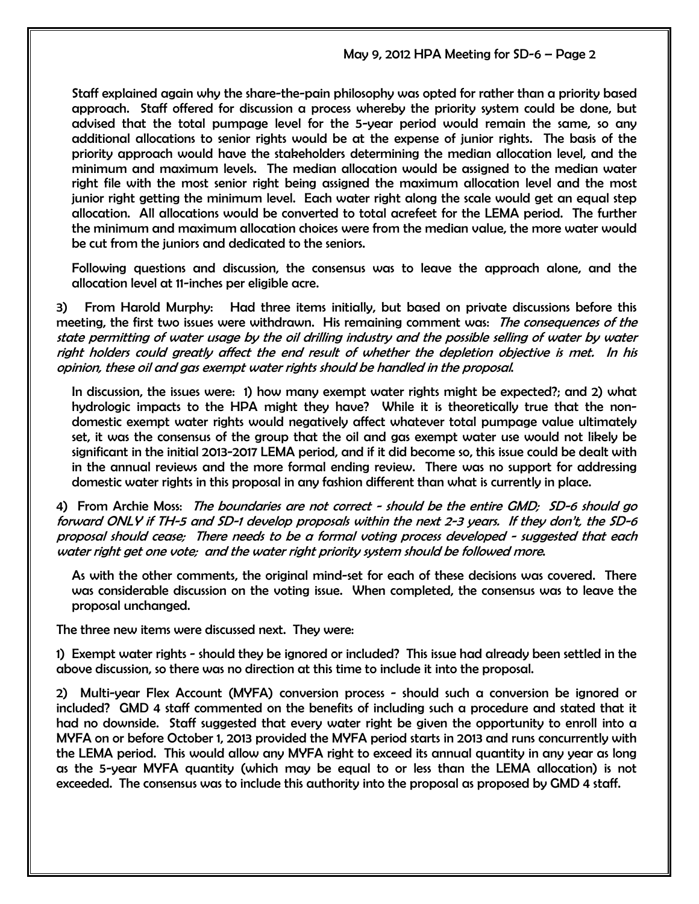Staff explained again why the share-the-pain philosophy was opted for rather than a priority based approach. Staff offered for discussion a process whereby the priority system could be done, but advised that the total pumpage level for the 5-year period would remain the same, so any additional allocations to senior rights would be at the expense of junior rights. The basis of the priority approach would have the stakeholders determining the median allocation level, and the minimum and maximum levels. The median allocation would be assigned to the median water right file with the most senior right being assigned the maximum allocation level and the most junior right getting the minimum level. Each water right along the scale would get an equal step allocation. All allocations would be converted to total acrefeet for the LEMA period. The further the minimum and maximum allocation choices were from the median value, the more water would be cut from the juniors and dedicated to the seniors.

Following questions and discussion, the consensus was to leave the approach alone, and the allocation level at 11-inches per eligible acre.

3) From Harold Murphy: Had three items initially, but based on private discussions before this meeting, the first two issues were withdrawn. His remaining comment was: *The consequences of the state permitting of water usage by the oil drilling industry and the possible selling of water by water right holders could greatly affect the end result of whether the depletion objective is met. In his opinion, these oil and gas exempt water rights should be handled in the proposal.*

In discussion, the issues were: 1) how many exempt water rights might be expected?; and 2) what hydrologic impacts to the HPA might they have? While it is theoretically true that the non-domestic exempt water rights would negatively affect whatever total pumpage value ultimately set, it was the consensus of the group that the oil and gas exempt water use would not likely be significant in the initial 2013-2017 LEMA period, and if it did become so, this issue could be dealt with in the annual reviews and the more formal ending review. There was no support for addressing domestic water rights in this proposal in any fashion different than what is currently in place.

4) From Archie Moss: *The boundaries are not correct - should be the entire GMD; SD-6 should go forward ONLY if TH-5 and SD-1 develop proposals within the next 2-3 years. If they don't, the SD-6 proposal should cease; There needs to be a formal voting process developed - suggested that each water right get one vote; and the water right priority system should be followed more.*

As with the other comments, the original mind-set for each of these decisions was covered. There was considerable discussion on the voting issue. When completed, the consensus was to leave the proposal unchanged.

The three new items were discussed next. They were:

1) Exempt water rights - should they be ignored or included? This issue had already been settled in the above discussion, so there was no direction at this time to include it into the proposal.

2) Multi-year Flex Account (MYFA) conversion process - should such a conversion be ignored or included? GMD 4 staff commented on the benefits of including such a procedure and stated that it had no downside. Staff suggested that every water right be given the opportunity to enroll into a MYFA on or before October 1, 2013 provided the MYFA period starts in 2013 and runs concurrently with the LEMA period. This would allow any MYFA right to exceed its annual quantity in any year as long as the 5-year MYFA quantity (which may be equal to or less than the LEMA allocation) is not exceeded. The consensus was to include this authority into the proposal as proposed by GMD 4 staff.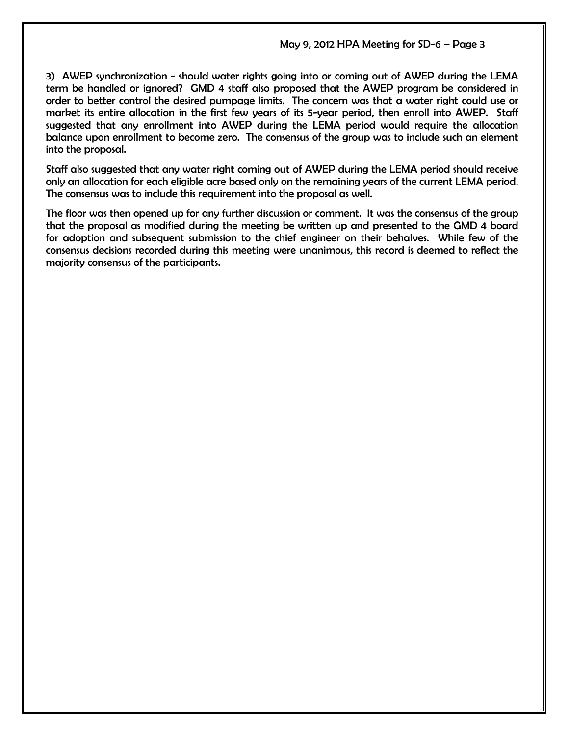3) AWEP synchronization - should water rights going into or coming out of AWEP during the LEMA term be handled or ignored? GMD 4 staff also proposed that the AWEP program be considered in order to better control the desired pumpage limits. The concern was that a water right could use or market its entire allocation in the first few years of its 5-year period, then enroll into AWEP. Staff suggested that any enrollment into AWEP during the LEMA period would require the allocation balance upon enrollment to become zero. The consensus of the group was to include such an element into the proposal.

Staff also suggested that any water right coming out of AWEP during the LEMA period should receive only an allocation for each eligible acre based only on the remaining years of the current LEMA period. The consensus was to include this requirement into the proposal as well.

The floor was then opened up for any further discussion or comment. It was the consensus of the group that the proposal as modified during the meeting be written up and presented to the GMD 4 board for adoption and subsequent submission to the chief engineer on their behalves. While few of the consensus decisions recorded during this meeting were unanimous, this record is deemed to reflect the majority consensus of the participants.